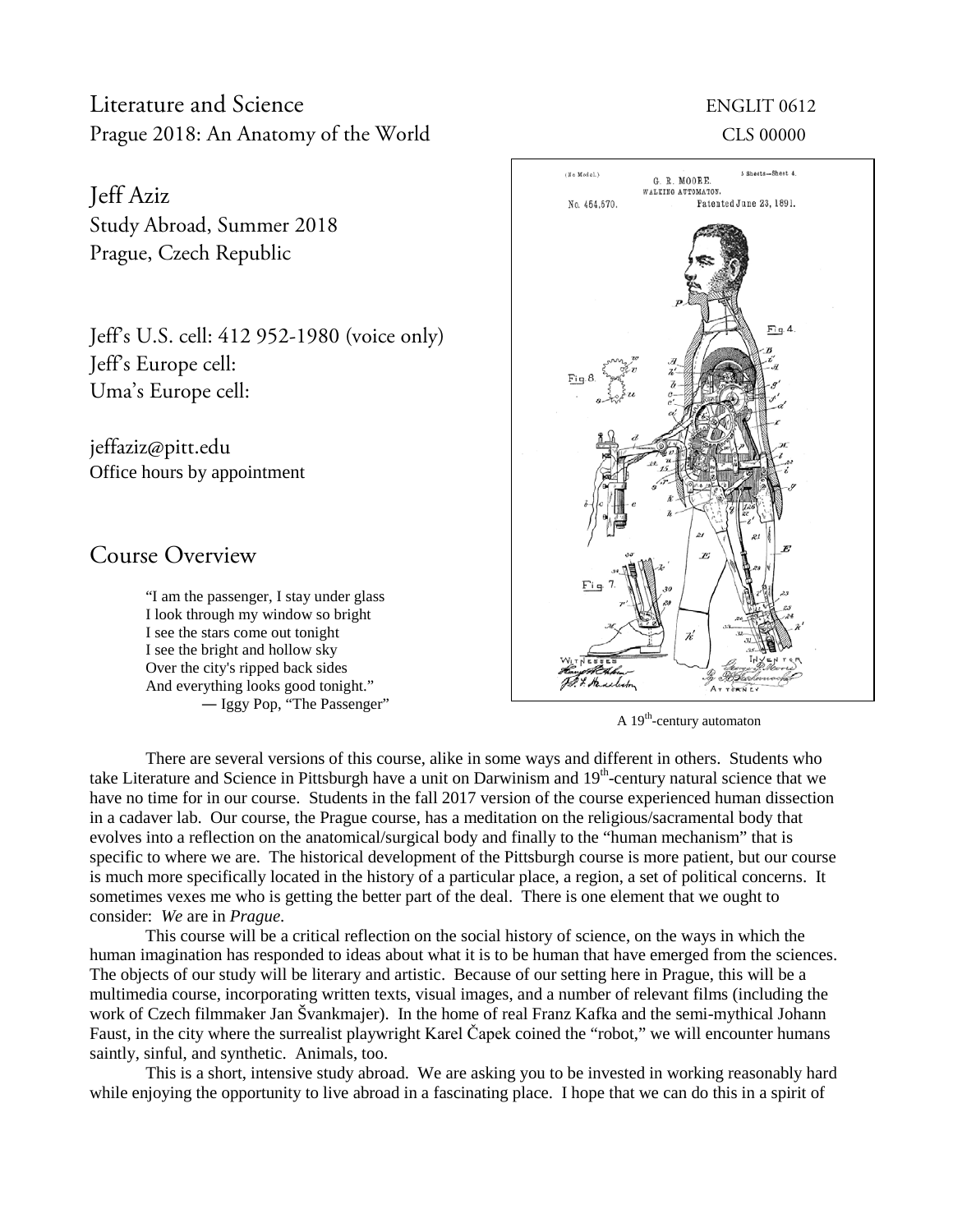# Literature and Science

ENGLIT 0612

Prague 2018: An Anatomy of the World

CLS 00000

Jeff Aziz

Study Abroad, Summer 2018

Prague, Czech Republic

Jeff's U.S. cell: 412 952-1980 (voice only)

Jeff's Europe cell:

Uma's Europe cell:

jeffaziz@pitt.edu

Office hours by appointment

A 19th-century automaton

## Course Overview

> "I am the passenger, I stay under glass
> I look through my window so bright
> I see the stars come out tonight
> I see the bright and hollow sky
> Over the city's ripped back sides
> And everything looks good tonight."
> — Iggy Pop, "The Passenger"

There are several versions of this course, alike in some ways and different in others. Students who take Literature and Science in Pittsburgh have a unit on Darwinism and 19th-century natural science that we have no time for in our course. Students in the fall 2017 version of the course experienced human dissection in a cadaver lab. Our course, the Prague course, has a meditation on the religious/sacramental body that evolves into a reflection on the anatomical/surgical body and finally to the "human mechanism" that is specific to where we are. The historical development of the Pittsburgh course is more patient, but our course is much more specifically located in the history of a particular place, a region, a set of political concerns. It sometimes vexes me who is getting the better part of the deal. There is one element that we ought to consider: *We* are in *Prague*.

This course will be a critical reflection on the social history of science, on the ways in which the human imagination has responded to ideas about what it is to be human that have emerged from the sciences. The objects of our study will be literary and artistic. Because of our setting here in Prague, this will be a multimedia course, incorporating written texts, visual images, and a number of relevant films (including the work of Czech filmmaker Jan Švankmajer). In the home of real Franz Kafka and the semi-mythical Johann Faust, in the city where the surrealist playwright Karel Čapek coined the "robot," we will encounter humans saintly, sinful, and synthetic. Animals, too.

This is a short, intensive study abroad. We are asking you to be invested in working reasonably hard while enjoying the opportunity to live abroad in a fascinating place. I hope that we can do this in a spirit of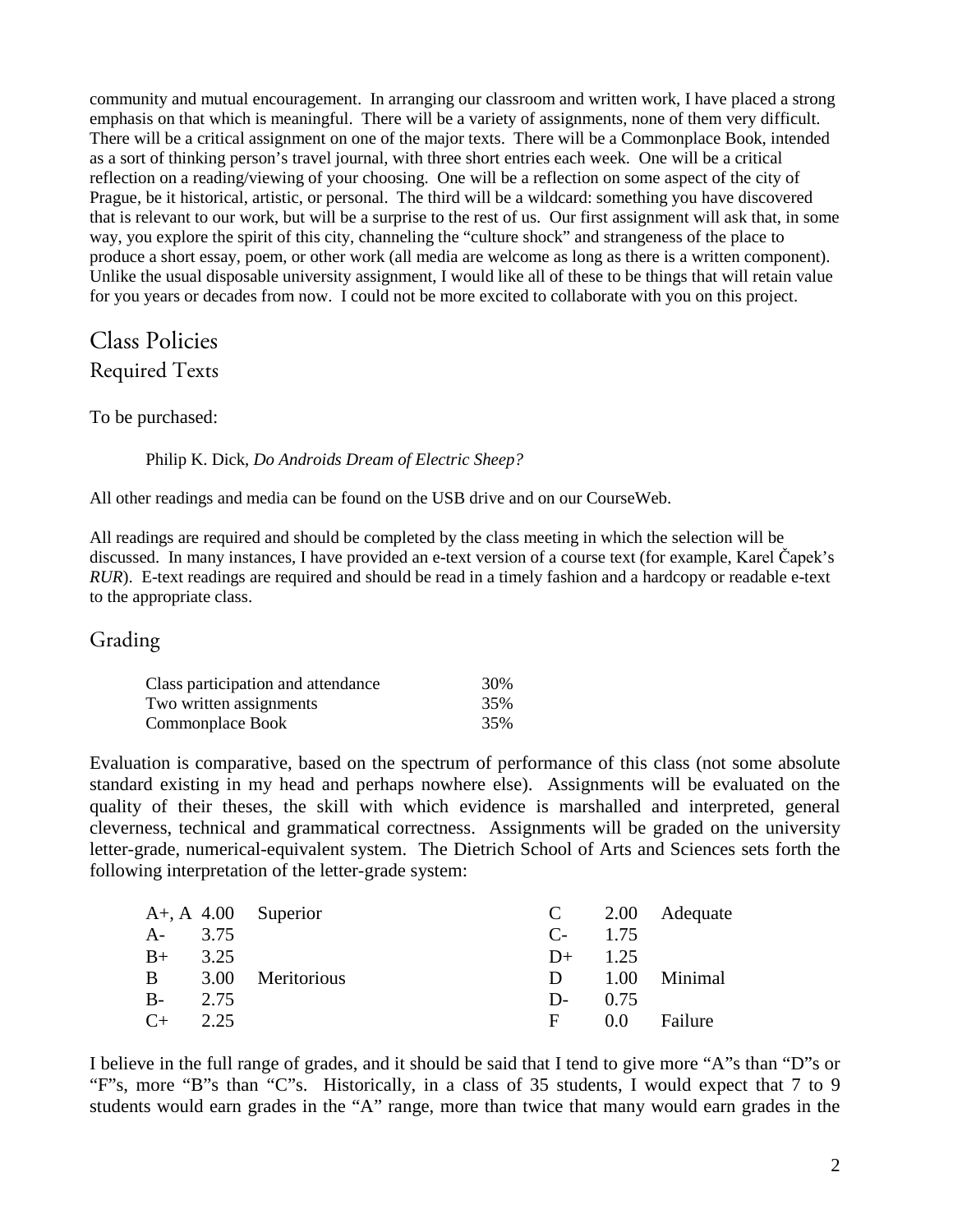community and mutual encouragement. In arranging our classroom and written work, I have placed a strong emphasis on that which is meaningful. There will be a variety of assignments, none of them very difficult. There will be a critical assignment on one of the major texts. There will be a Commonplace Book, intended as a sort of thinking person's travel journal, with three short entries each week. One will be a critical reflection on a reading/viewing of your choosing. One will be a reflection on some aspect of the city of Prague, be it historical, artistic, or personal. The third will be a wildcard: something you have discovered that is relevant to our work, but will be a surprise to the rest of us. Our first assignment will ask that, in some way, you explore the spirit of this city, channeling the "culture shock" and strangeness of the place to produce a short essay, poem, or other work (all media are welcome as long as there is a written component). Unlike the usual disposable university assignment, I would like all of these to be things that will retain value for you years or decades from now. I could not be more excited to collaborate with you on this project.

# Class Policies

## Required Texts

To be purchased:

Philip K. Dick, *Do Androids Dream of Electric Sheep?*

All other readings and media can be found on the USB drive and on our CourseWeb.

All readings are required and should be completed by the class meeting in which the selection will be discussed. In many instances, I have provided an e-text version of a course text (for example, Karel Čapek's *RUR*). E-text readings are required and should be read in a timely fashion and a hardcopy or readable e-text to the appropriate class.

## Grading

| | |
|---|---|
| Class participation and attendance | 30% |
| Two written assignments | 35% |
| Commonplace Book | 35% |

Evaluation is comparative, based on the spectrum of performance of this class (not some absolute standard existing in my head and perhaps nowhere else). Assignments will be evaluated on the quality of their theses, the skill with which evidence is marshalled and interpreted, general cleverness, technical and grammatical correctness. Assignments will be graded on the university letter-grade, numerical-equivalent system. The Dietrich School of Arts and Sciences sets forth the following interpretation of the letter-grade system:

| | | | | | |
|---|---|---|---|---|---|
| A+, A | 4.00 | Superior | C | 2.00 | Adequate |
| A- | 3.75 | | C- | 1.75 | |
| B+ | 3.25 | | D+ | 1.25 | |
| B | 3.00 | Meritorious | D | 1.00 | Minimal |
| B- | 2.75 | | D- | 0.75 | |
| C+ | 2.25 | | F | 0.0 | Failure |

I believe in the full range of grades, and it should be said that I tend to give more "A"s than "D"s or "F"s, more "B"s than "C"s. Historically, in a class of 35 students, I would expect that 7 to 9 students would earn grades in the "A" range, more than twice that many would earn grades in the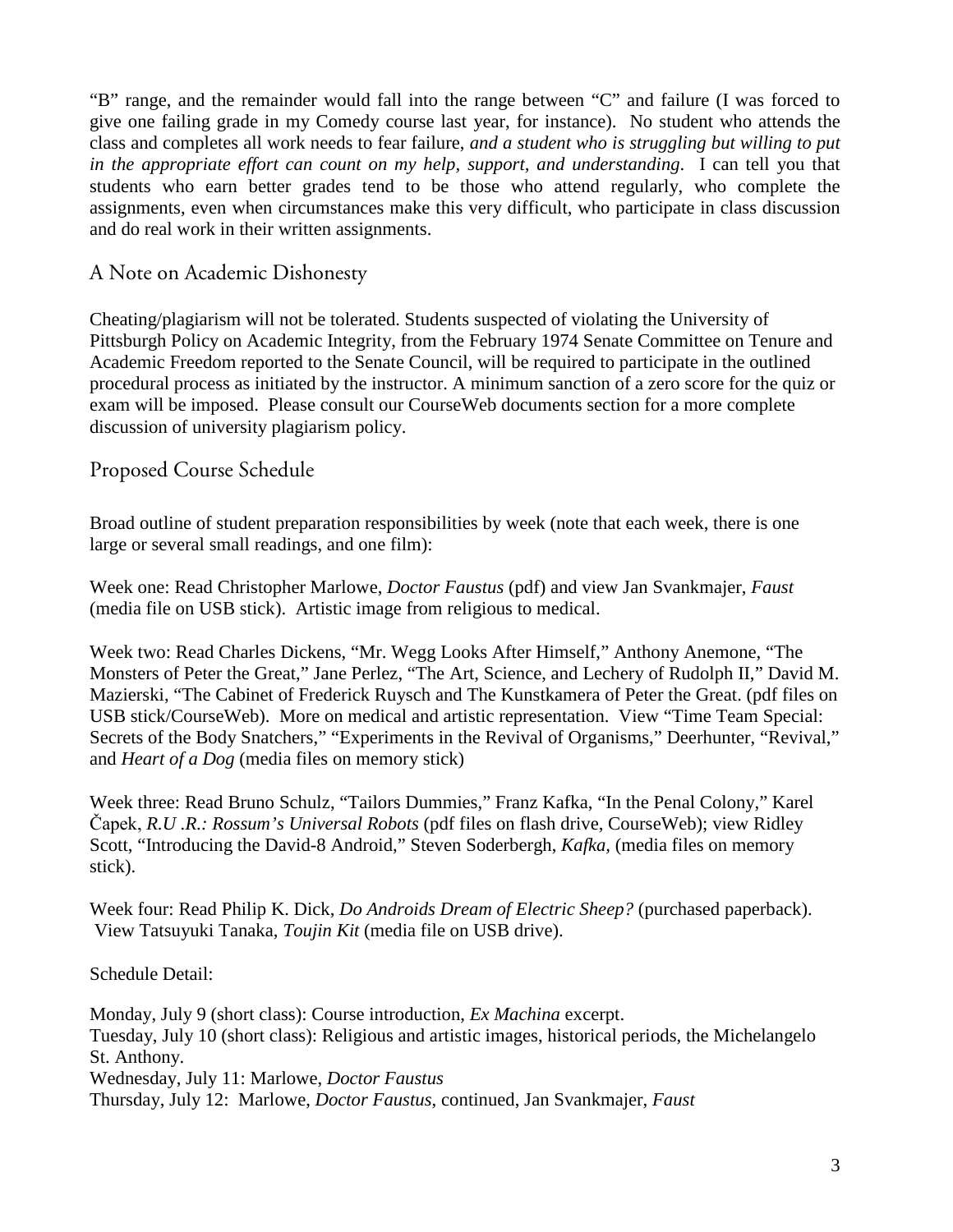"B" range, and the remainder would fall into the range between "C" and failure (I was forced to give one failing grade in my Comedy course last year, for instance). No student who attends the class and completes all work needs to fear failure, *and a student who is struggling but willing to put in the appropriate effort can count on my help, support, and understanding.* I can tell you that students who earn better grades tend to be those who attend regularly, who complete the assignments, even when circumstances make this very difficult, who participate in class discussion and do real work in their written assignments.

## A Note on Academic Dishonesty

Cheating/plagiarism will not be tolerated. Students suspected of violating the University of Pittsburgh Policy on Academic Integrity, from the February 1974 Senate Committee on Tenure and Academic Freedom reported to the Senate Council, will be required to participate in the outlined procedural process as initiated by the instructor. A minimum sanction of a zero score for the quiz or exam will be imposed. Please consult our CourseWeb documents section for a more complete discussion of university plagiarism policy.

## Proposed Course Schedule

Broad outline of student preparation responsibilities by week (note that each week, there is one large or several small readings, and one film):

Week one: Read Christopher Marlowe, *Doctor Faustus* (pdf) and view Jan Svankmajer, *Faust* (media file on USB stick). Artistic image from religious to medical.

Week two: Read Charles Dickens, "Mr. Wegg Looks After Himself," Anthony Anemone, "The Monsters of Peter the Great," Jane Perlez, "The Art, Science, and Lechery of Rudolph II," David M. Mazierski, "The Cabinet of Frederick Ruysch and The Kunstkamera of Peter the Great. (pdf files on USB stick/CourseWeb). More on medical and artistic representation. View "Time Team Special: Secrets of the Body Snatchers," "Experiments in the Revival of Organisms," Deerhunter, "Revival," and *Heart of a Dog* (media files on memory stick)

Week three: Read Bruno Schulz, "Tailors Dummies," Franz Kafka, "In the Penal Colony," Karel Čapek, *R.U .R.: Rossum's Universal Robots* (pdf files on flash drive, CourseWeb); view Ridley Scott, "Introducing the David-8 Android," Steven Soderbergh, *Kafka,* (media files on memory stick).

Week four: Read Philip K. Dick, *Do Androids Dream of Electric Sheep?* (purchased paperback). View Tatsuyuki Tanaka, *Toujin Kit* (media file on USB drive).

Schedule Detail:

Monday, July 9 (short class): Course introduction, *Ex Machina* excerpt.
Tuesday, July 10 (short class): Religious and artistic images, historical periods, the Michelangelo St. Anthony.
Wednesday, July 11: Marlowe, *Doctor Faustus*
Thursday, July 12: Marlowe, *Doctor Faustus*, continued, Jan Svankmajer, *Faust*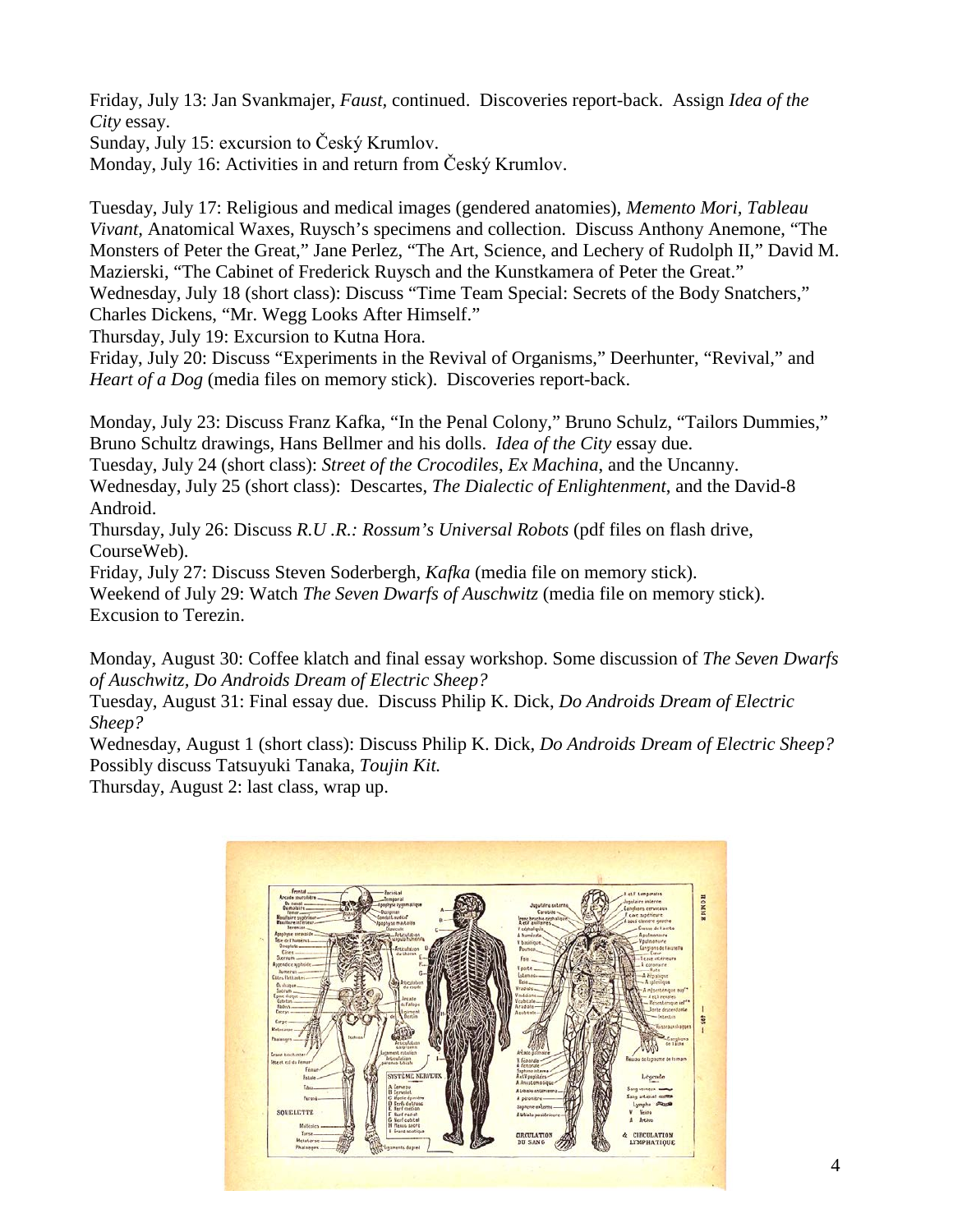Friday, July 13: Jan Svankmajer, *Faust*, continued. Discoveries report-back. Assign *Idea of the City* essay.
Sunday, July 15: excursion to Český Krumlov.
Monday, July 16: Activities in and return from Český Krumlov.

Tuesday, July 17: Religious and medical images (gendered anatomies), *Memento Mori*, *Tableau Vivant*, Anatomical Waxes, Ruysch's specimens and collection. Discuss Anthony Anemone, "The Monsters of Peter the Great," Jane Perlez, "The Art, Science, and Lechery of Rudolph II," David M. Mazierski, "The Cabinet of Frederick Ruysch and the Kunstkamera of Peter the Great."
Wednesday, July 18 (short class): Discuss "Time Team Special: Secrets of the Body Snatchers," Charles Dickens, "Mr. Wegg Looks After Himself."
Thursday, July 19: Excursion to Kutna Hora.
Friday, July 20: Discuss "Experiments in the Revival of Organisms," Deerhunter, "Revival," and *Heart of a Dog* (media files on memory stick). Discoveries report-back.

Monday, July 23: Discuss Franz Kafka, "In the Penal Colony," Bruno Schulz, "Tailors Dummies," Bruno Schultz drawings, Hans Bellmer and his dolls. *Idea of the City* essay due.
Tuesday, July 24 (short class): *Street of the Crocodiles*, *Ex Machina*, and the Uncanny.
Wednesday, July 25 (short class): Descartes, *The Dialectic of Enlightenment*, and the David-8 Android.
Thursday, July 26: Discuss *R.U .R.: Rossum's Universal Robots* (pdf files on flash drive, CourseWeb).
Friday, July 27: Discuss Steven Soderbergh, *Kafka* (media file on memory stick).
Weekend of July 29: Watch *The Seven Dwarfs of Auschwitz* (media file on memory stick). Excusion to Terezin.

Monday, August 30: Coffee klatch and final essay workshop. Some discussion of *The Seven Dwarfs of Auschwitz, Do Androids Dream of Electric Sheep?*
Tuesday, August 31: Final essay due. Discuss Philip K. Dick, *Do Androids Dream of Electric Sheep?*
Wednesday, August 1 (short class): Discuss Philip K. Dick, *Do Androids Dream of Electric Sheep?* Possibly discuss Tatsuyuki Tanaka, *Toujin Kit.*
Thursday, August 2: last class, wrap up.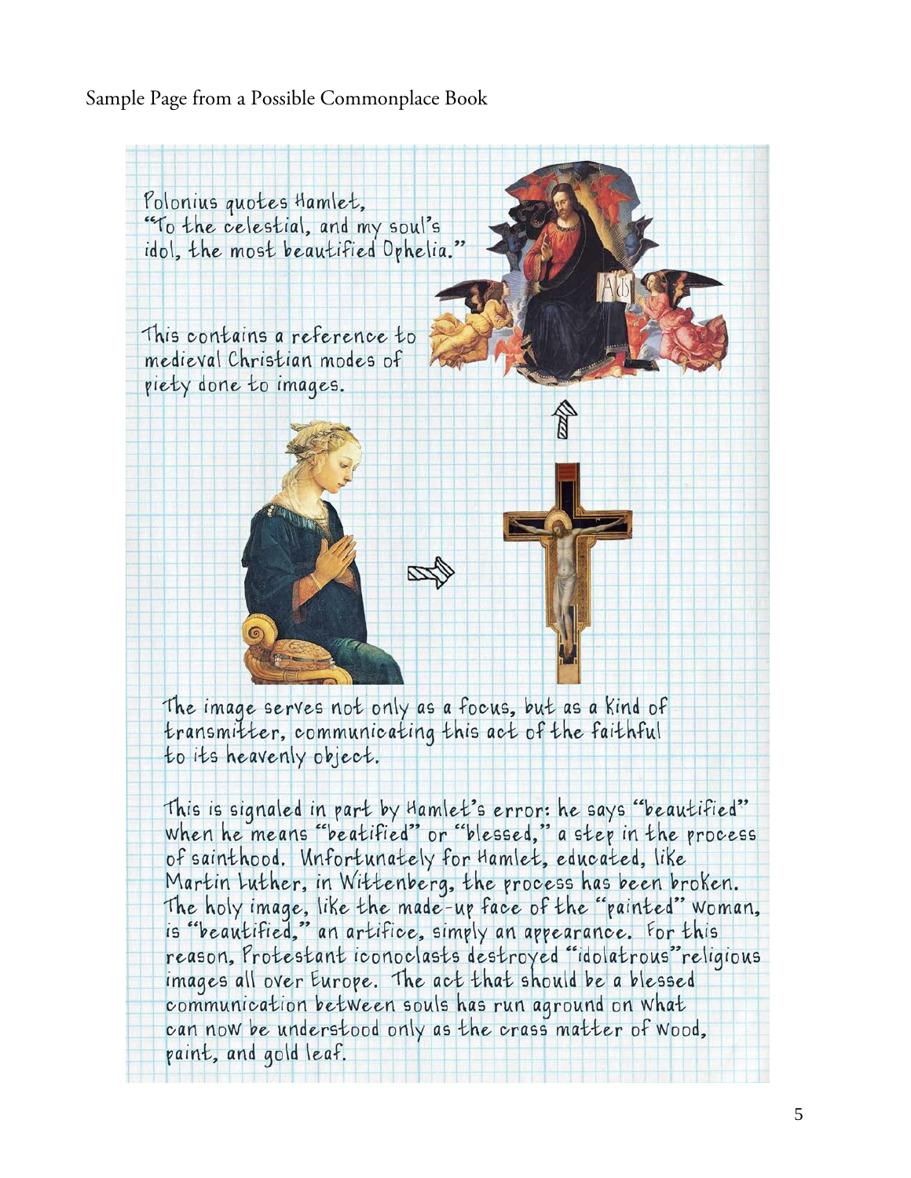Sample Page from a Possible Commonplace Book

Polonius quotes Hamlet,
"To the celestial, and my soul's idol, the most beautified Ophelia."

This contains a reference to medieval Christian modes of piety done to images.

The image serves not only as a focus, but as a kind of transmitter, communicating this act of the faithful to its heavenly object.

This is signaled in part by Hamlet's error: he says "beautified" when he means "beatified" or "blessed," a step in the process of sainthood. Unfortunately for Hamlet, educated, like Martin Luther, in Wittenberg, the process has been broken. The holy image, like the made-up face of the "painted" woman, is "beautified," an artifice, simply an appearance. For this reason, Protestant iconoclasts destroyed "idolatrous" religious images all over Europe. The act that should be a blessed communication between souls has run aground on what can now be understood only as the crass matter of wood, paint, and gold leaf.